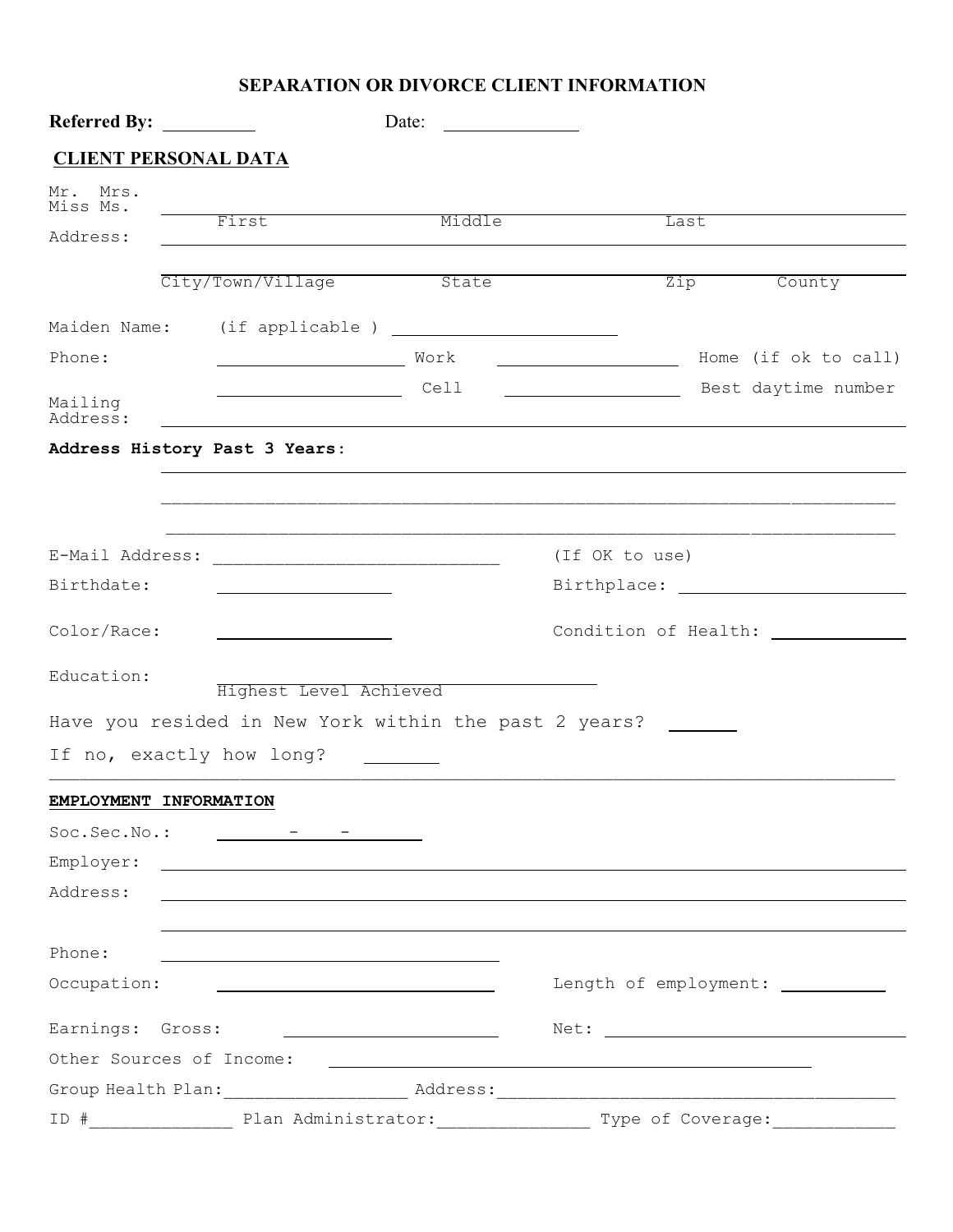# SEPARATION OR DIVORCE CLIENT INFORMATION

**Referred By:** __________ Date: ______________

## CLIENT PERSONAL DATA

Mr. Mrs. Miss Ms. ____________________________________________

First Middle Last

Address: ____________________________________________

____________________________________________

City/Town/Village State Zip County

Maiden Name: (if applicable ) ______________________

Phone: ____________________ Work ____________________ Home (if ok to call)

____________________ Cell ____________________ Best daytime number

Mailing Address: ____________________________________________

**Address History Past 3 Years:**

____________________________________________

____________________________________________

____________________________________________

E-Mail Address: ___________________________ (If OK to use)

Birthdate: ________________ Birthplace: ______________________

Color/Race: ________________ Condition of Health: ______________

Education: ______________________________

Highest Level Achieved

Have you resided in New York within the past 2 years? _______

If no, exactly how long? _______

**EMPLOYMENT INFORMATION**

Soc.Sec.No.: ______ - ___ - ______

Employer: ____________________________________________

Address: ____________________________________________

____________________________________________

Phone: ______________________________

Occupation: ______________________________ Length of employment: __________

Earnings: Gross: ____________________ Net: ______________________________

Other Sources of Income: ____________________________________________

Group Health Plan:_________________ Address:________________________________________

ID #_____________ Plan Administrator:_______________ Type of Coverage:____________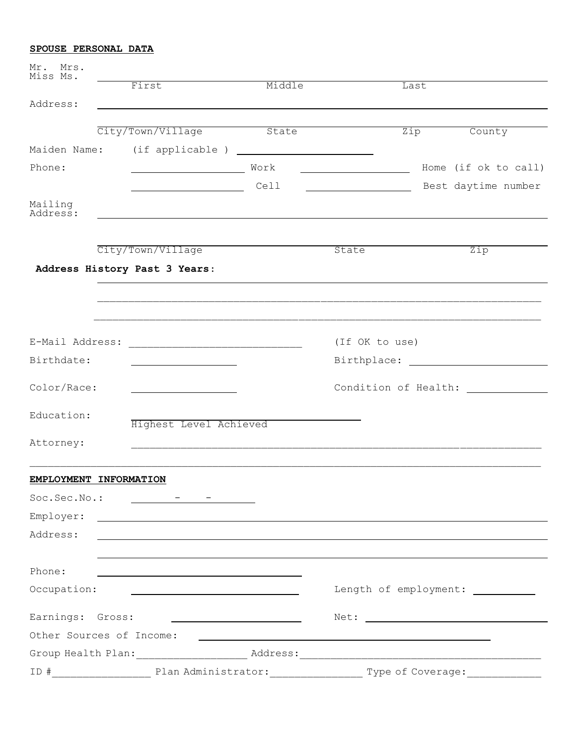**SPOUSE PERSONAL DATA**

Mr. Mrs.
Miss Ms. ______________________________________________

First Middle Last

Address: ______________________________________________

______________________________________________

City/Town/Village State Zip County

Maiden Name: (if applicable ) ____________________

Phone: ________________ Work ________________ Home (if ok to call)

________________ Cell ________________ Best daytime number

Mailing
Address: ______________________________________________

______________________________________________

City/Town/Village State Zip

**Address History Past 3 Years:**

______________________________________________

______________________________________________

______________________________________________

E-Mail Address: ____________________________ (If OK to use)

Birthdate: ________________ Birthplace: ________________

Color/Race: ________________ Condition of Health: ____________

Education: ________________________
Highest Level Achieved

Attorney: ______________________________________________

______________________________________________

**EMPLOYMENT INFORMATION**

Soc.Sec.No.: ______ - ___ - ______

Employer: ______________________________________________

Address: ______________________________________________

______________________________________________

Phone: ________________________

Occupation: ________________________ Length of employment: __________

Earnings: Gross: ____________________ Net: ____________________

Other Sources of Income: ______________________________________

Group Health Plan:_________________ Address:______________________________________

ID #_______________ Plan Administrator:______________ Type of Coverage:___________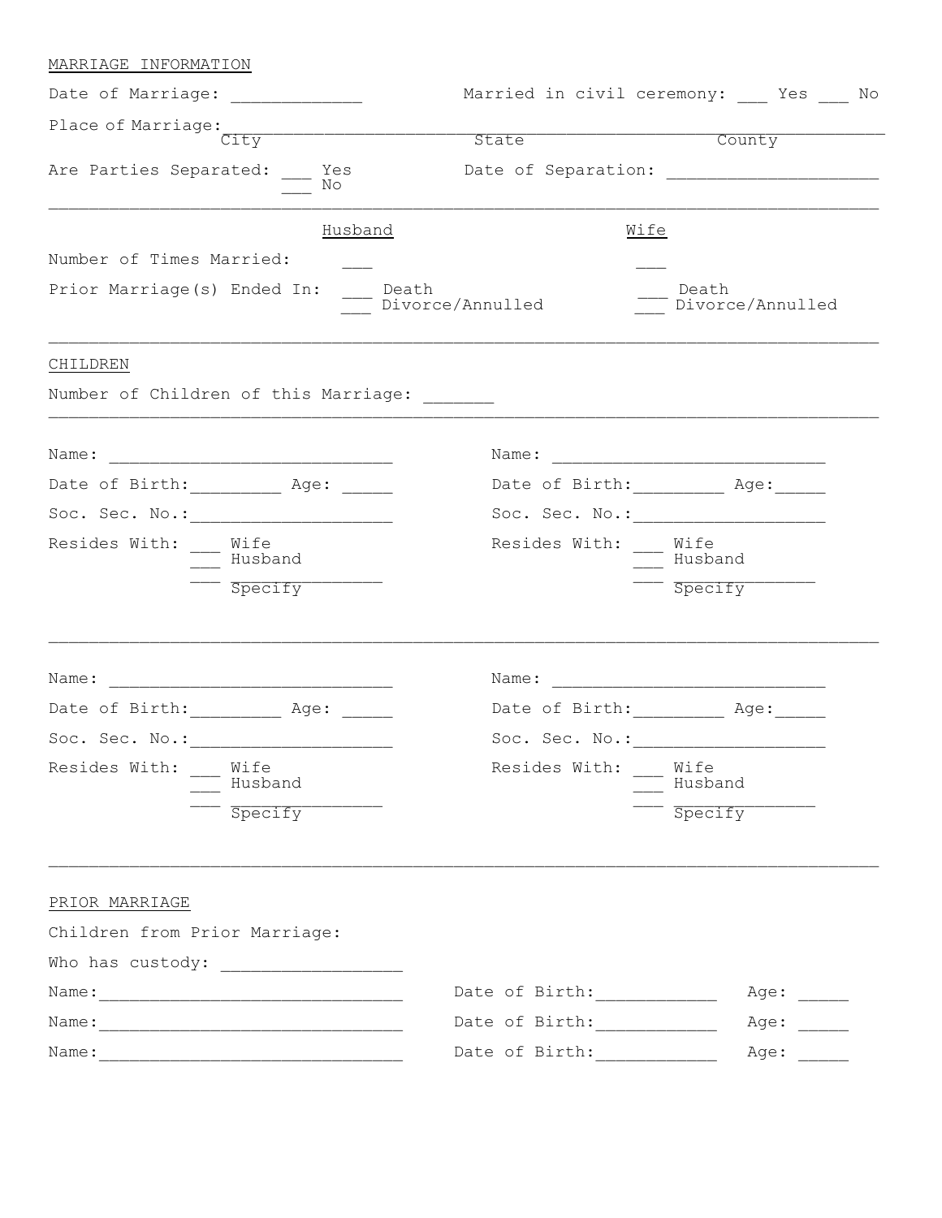MARRIAGE INFORMATION

Date of Marriage: ____________ Married in civil ceremony: ___ Yes ___ No

Place of Marriage: ______________________________________________________________

City State County

Are Parties Separated: ___ Yes
___ No

Date of Separation: ____________________

---

| | Husband | Wife |
|---|---|---|
| Number of Times Married: | ___ | ___ |
| Prior Marriage(s) Ended In: | ___ Death<br>___ Divorce/Annulled | ___ Death<br>___ Divorce/Annulled |

---

CHILDREN

Number of Children of this Marriage: _______

---

Name: ____________________________

Date of Birth:_________ Age: _____

Soc. Sec. No.:____________________

Resides With: ___ Wife
___ Husband
___ ______________
Specify

Name: ____________________________

Date of Birth:_________ Age:_____

Soc. Sec. No.:___________________

Resides With: ___ Wife
___ Husband
___ ______________
Specify

---

Name: ____________________________

Date of Birth:_________ Age: _____

Soc. Sec. No.:____________________

Resides With: ___ Wife
___ Husband
___ ______________
Specify

Name: ____________________________

Date of Birth:_________ Age:_____

Soc. Sec. No.:___________________

Resides With: ___ Wife
___ Husband
___ ______________
Specify

---

PRIOR MARRIAGE

Children from Prior Marriage:

Who has custody: _________________

Name:______________________________ Date of Birth:____________ Age: _____

Name:______________________________ Date of Birth:____________ Age: _____

Name:______________________________ Date of Birth:____________ Age: _____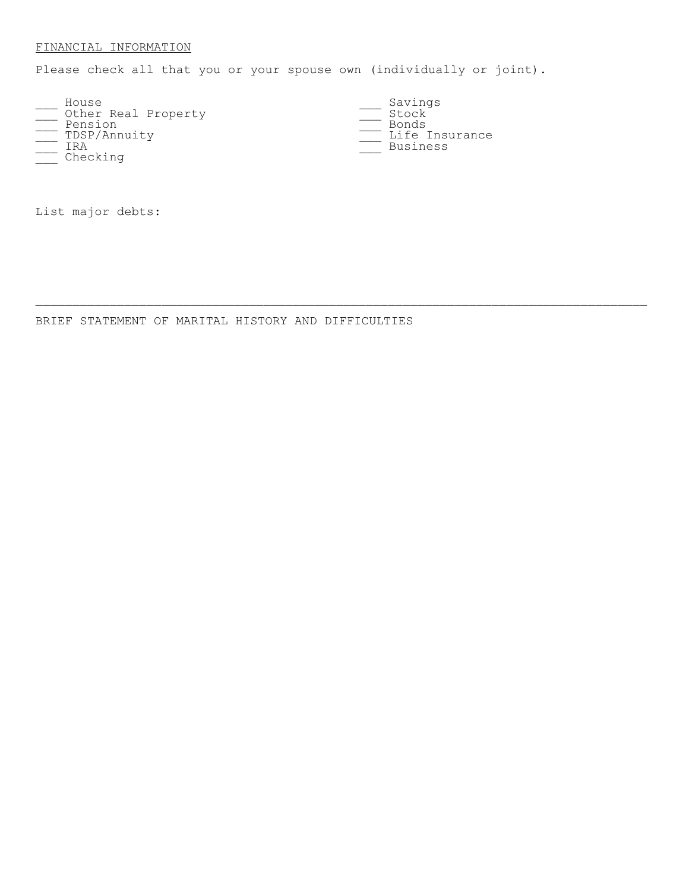FINANCIAL INFORMATION

Please check all that you or your spouse own (individually or joint).

___ House
___ Other Real Property
___ Pension
___ TDSP/Annuity
___ IRA
___ Checking
___ Savings
___ Stock
___ Bonds
___ Life Insurance
___ Business

List major debts:

---

BRIEF STATEMENT OF MARITAL HISTORY AND DIFFICULTIES